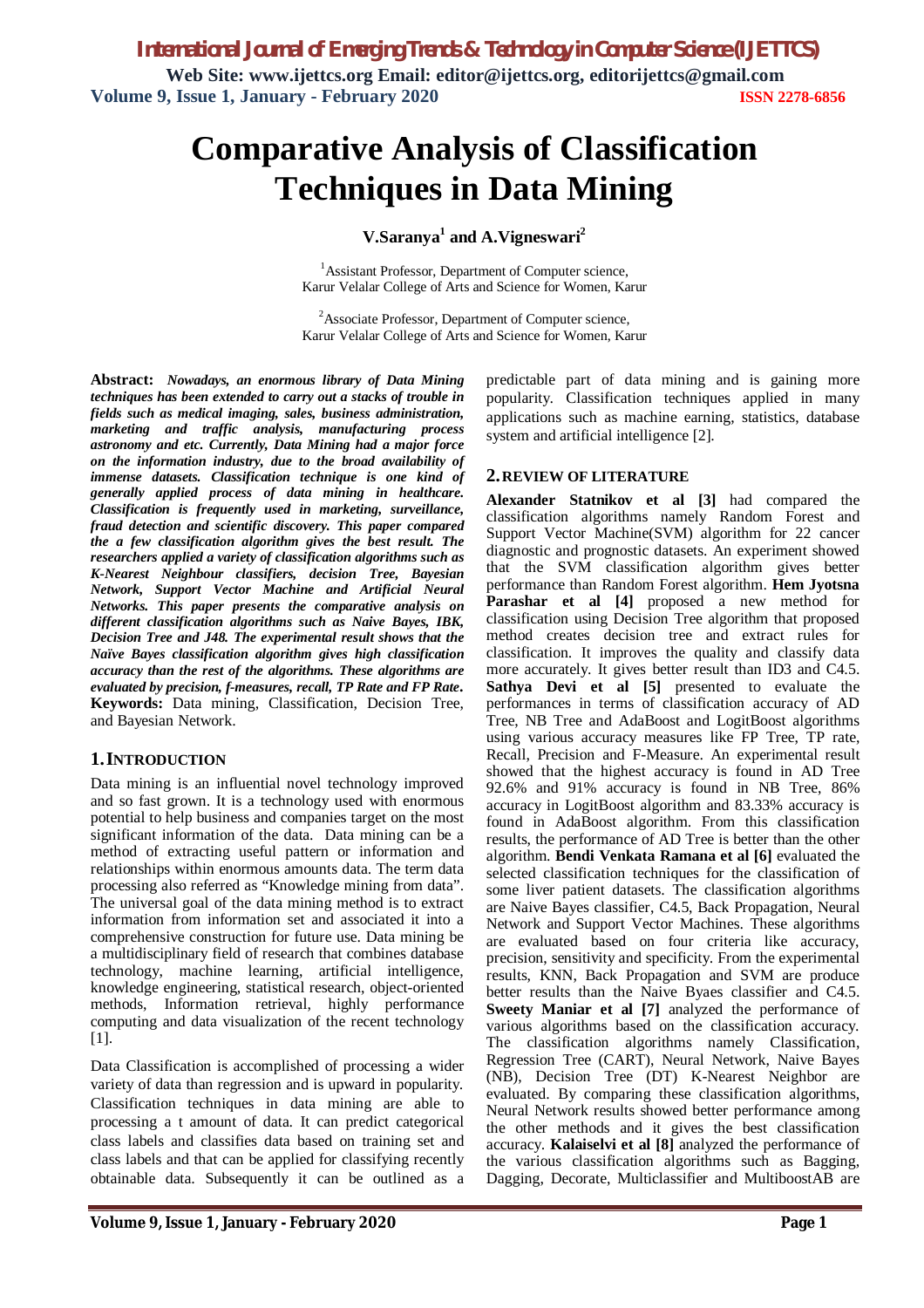# Comparative Analysis of Classification Techniques in Data Mining

**V.Saranya[1] and A.Vigneswari[2]**

[1]Assistant Professor, Department of Computer science, Karur Velalar College of Arts and Science for Women, Karur

[2]Associate Professor, Department of Computer science, Karur Velalar College of Arts and Science for Women, Karur

**Abstract:** ***Nowadays, an enormous library of Data Mining techniques has been extended to carry out a stacks of trouble in fields such as medical imaging, sales, business administration, marketing and traffic analysis, manufacturing process astronomy and etc. Currently, Data Mining had a major force on the information industry, due to the broad availability of immense datasets. Classification technique is one kind of generally applied process of data mining in healthcare. Classification is frequently used in marketing, surveillance, fraud detection and scientific discovery. This paper compared the a few classification algorithm gives the best result. The researchers applied a variety of classification algorithms such as K-Nearest Neighbour classifiers, decision Tree, Bayesian Network, Support Vector Machine and Artificial Neural Networks. This paper presents the comparative analysis on different classification algorithms such as Naive Bayes, IBK, Decision Tree and J48. The experimental result shows that the Naïve Bayes classification algorithm gives high classification accuracy than the rest of the algorithms. These algorithms are evaluated by precision, f-measures, recall, TP Rate and FP Rate.***

**Keywords:** Data mining, Classification, Decision Tree, and Bayesian Network.

## 1. INTRODUCTION

Data mining is an influential novel technology improved and so fast grown. It is a technology used with enormous potential to help business and companies target on the most significant information of the data. Data mining can be a method of extracting useful pattern or information and relationships within enormous amounts data. The term data processing also referred as "Knowledge mining from data". The universal goal of the data mining method is to extract information from information set and associated it into a comprehensive construction for future use. Data mining be a multidisciplinary field of research that combines database technology, machine learning, artificial intelligence, knowledge engineering, statistical research, object-oriented methods, Information retrieval, highly performance computing and data visualization of the recent technology [1].

Data Classification is accomplished of processing a wider variety of data than regression and is upward in popularity. Classification techniques in data mining are able to processing a t amount of data. It can predict categorical class labels and classifies data based on training set and class labels and that can be applied for classifying recently obtainable data. Subsequently it can be outlined as a predictable part of data mining and is gaining more popularity. Classification techniques applied in many applications such as machine earning, statistics, database system and artificial intelligence [2].

## 2. REVIEW OF LITERATURE

**Alexander Statnikov et al [3]** had compared the classification algorithms namely Random Forest and Support Vector Machine(SVM) algorithm for 22 cancer diagnostic and prognostic datasets. An experiment showed that the SVM classification algorithm gives better performance than Random Forest algorithm. **Hem Jyotsna Parashar et al [4]** proposed a new method for classification using Decision Tree algorithm that proposed method creates decision tree and extract rules for classification. It improves the quality and classify data more accurately. It gives better result than ID3 and C4.5. **Sathya Devi et al [5]** presented to evaluate the performances in terms of classification accuracy of AD Tree, NB Tree and AdaBoost and LogitBoost algorithms using various accuracy measures like FP Tree, TP rate, Recall, Precision and F-Measure. An experimental result showed that the highest accuracy is found in AD Tree 92.6% and 91% accuracy is found in NB Tree, 86% accuracy in LogitBoost algorithm and 83.33% accuracy is found in AdaBoost algorithm. From this classification results, the performance of AD Tree is better than the other algorithm. **Bendi Venkata Ramana et al [6]** evaluated the selected classification techniques for the classification of some liver patient datasets. The classification algorithms are Naive Bayes classifier, C4.5, Back Propagation, Neural Network and Support Vector Machines. These algorithms are evaluated based on four criteria like accuracy, precision, sensitivity and specificity. From the experimental results, KNN, Back Propagation and SVM are produce better results than the Naive Byaes classifier and C4.5. **Sweety Maniar et al [7]** analyzed the performance of various algorithms based on the classification accuracy. The classification algorithms namely Classification, Regression Tree (CART), Neural Network, Naive Bayes (NB), Decision Tree (DT) K-Nearest Neighbor are evaluated. By comparing these classification algorithms, Neural Network results showed better performance among the other methods and it gives the best classification accuracy. **Kalaiselvi et al [8]** analyzed the performance of the various classification algorithms such as Bagging, Dagging, Decorate, Multiclassifier and MultiboostAB are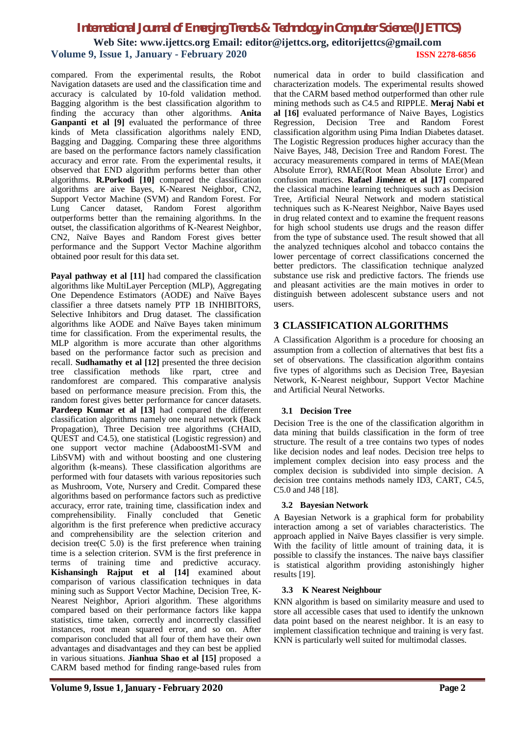compared. From the experimental results, the Robot Navigation datasets are used and the classification time and accuracy is calculated by 10-fold validation method. Bagging algorithm is the best classification algorithm to finding the accuracy than other algorithms. **Anita Ganpanti et al [9]** evaluated the performance of three kinds of Meta classification algorithms nalely END, Bagging and Dagging. Comparing these three algorithms are based on the performance factors namely classification accuracy and error rate. From the experimental results, it observed that END algorithm performs better than other algorithms. **R.Porkodi [10]** compared the classification algorithms are aive Bayes, K-Nearest Neighbor, CN2, Support Vector Machine (SVM) and Random Forest. For Lung Cancer dataset, Random Forest algorithm outperforms better than the remaining algorithms. In the outset, the classification algorithms of K-Nearest Neighbor, CN2, Naïve Bayes and Random Forest gives better performance and the Support Vector Machine algorithm obtained poor result for this data set.

**Payal pathway et al [11]** had compared the classification algorithms like MultiLayer Perception (MLP), Aggregating One Dependence Estimators (AODE) and Naïve Bayes classifier a three datsets namely PTP 1B INHIBITORS, Selective Inhibitors and Drug dataset. The classification algorithms like AODE and Naïve Bayes taken minimum time for classification. From the experimental results, the MLP algorithm is more accurate than other algorithms based on the performance factor such as precision and recall. **Sudhamathy et al [12]** presented the three decision tree classification methods like rpart, ctree and randomforest are compared. This comparative analysis based on performance measure precision. From this, the random forest gives better performance for cancer datasets. **Pardeep Kumar et al [13]** had compared the different classification algorithms namely one neural network (Back Propagation), Three Decision tree algorithms (CHAID, QUEST and C4.5), one statistical (Logistic regression) and one support vector machine (AdaboostM1-SVM and LibSVM) with and without boosting and one clustering algorithm (k-means). These classification algorithms are performed with four datasets with various repositories such as Mushroom, Vote, Nursery and Credit. Compared these algorithms based on performance factors such as predictive accuracy, error rate, training time, classification index and comprehensibility. Finally concluded that Genetic algorithm is the first preference when predictive accuracy and comprehensibility are the selection criterion and decision tree(C 5.0) is the first preference when training time is a selection criterion. SVM is the first preference in terms of training time and predictive accuracy. **Kishansingh Rajput et al [14]** examined about comparison of various classification techniques in data mining such as Support Vector Machine, Decision Tree, K-Nearest Neighbor, Apriori algorithm. These algorithms compared based on their performance factors like kappa statistics, time taken, correctly and incorrectly classified instances, root mean squared error, and so on. After comparison concluded that all four of them have their own advantages and disadvantages and they can best be applied in various situations. **Jianhua Shao et al [15]** proposed a CARM based method for finding range-based rules from numerical data in order to build classification and characterization models. The experimental results showed that the CARM based method outperformed than other rule mining methods such as C4.5 and RIPPLE. **Meraj Nabi et al [16]** evaluated performance of Naive Bayes, Logistics Regression, Decision Tree and Random Forest classification algorithm using Pima Indian Diabetes dataset. The Logistic Regression produces higher accuracy than the Naive Bayes, J48, Decision Tree and Random Forest. The accuracy measurements compared in terms of MAE(Mean Absolute Error), RMAE(Root Mean Absolute Error) and confusion matrices. **Rafael Jiménez et al [17]** compared the classical machine learning techniques such as Decision Tree, Artificial Neural Network and modern statistical techniques such as K-Nearest Neighbor, Naive Bayes used in drug related context and to examine the frequent reasons for high school students use drugs and the reason differ from the type of substance used. The result showed that all the analyzed techniques alcohol and tobacco contains the lower percentage of correct classifications concerned the better predictors. The classification technique analyzed substance use risk and predictive factors. The friends use and pleasant activities are the main motives in order to distinguish between adolescent substance users and not users.

## 3 CLASSIFICATION ALGORITHMS

A Classification Algorithm is a procedure for choosing an assumption from a collection of alternatives that best fits a set of observations. The classification algorithm contains five types of algorithms such as Decision Tree, Bayesian Network, K-Nearest neighbour, Support Vector Machine and Artificial Neural Networks.

### 3.1 Decision Tree

Decision Tree is the one of the classification algorithm in data mining that builds classification in the form of tree structure. The result of a tree contains two types of nodes like decision nodes and leaf nodes. Decision tree helps to implement complex decision into easy process and the complex decision is subdivided into simple decision. A decision tree contains methods namely ID3, CART, C4.5, C5.0 and J48 [18].

### 3.2 Bayesian Network

A Bayesian Network is a graphical form for probability interaction among a set of variables characteristics. The approach applied in Naïve Bayes classifier is very simple. With the facility of little amount of training data, it is possible to classify the instances. The naive bays classifier is statistical algorithm providing astonishingly higher results [19].

### 3.3 K Nearest Neighbour

KNN algorithm is based on similarity measure and used to store all accessible cases that used to identify the unknown data point based on the nearest neighbor. It is an easy to implement classification technique and training is very fast. KNN is particularly well suited for multimodal classes.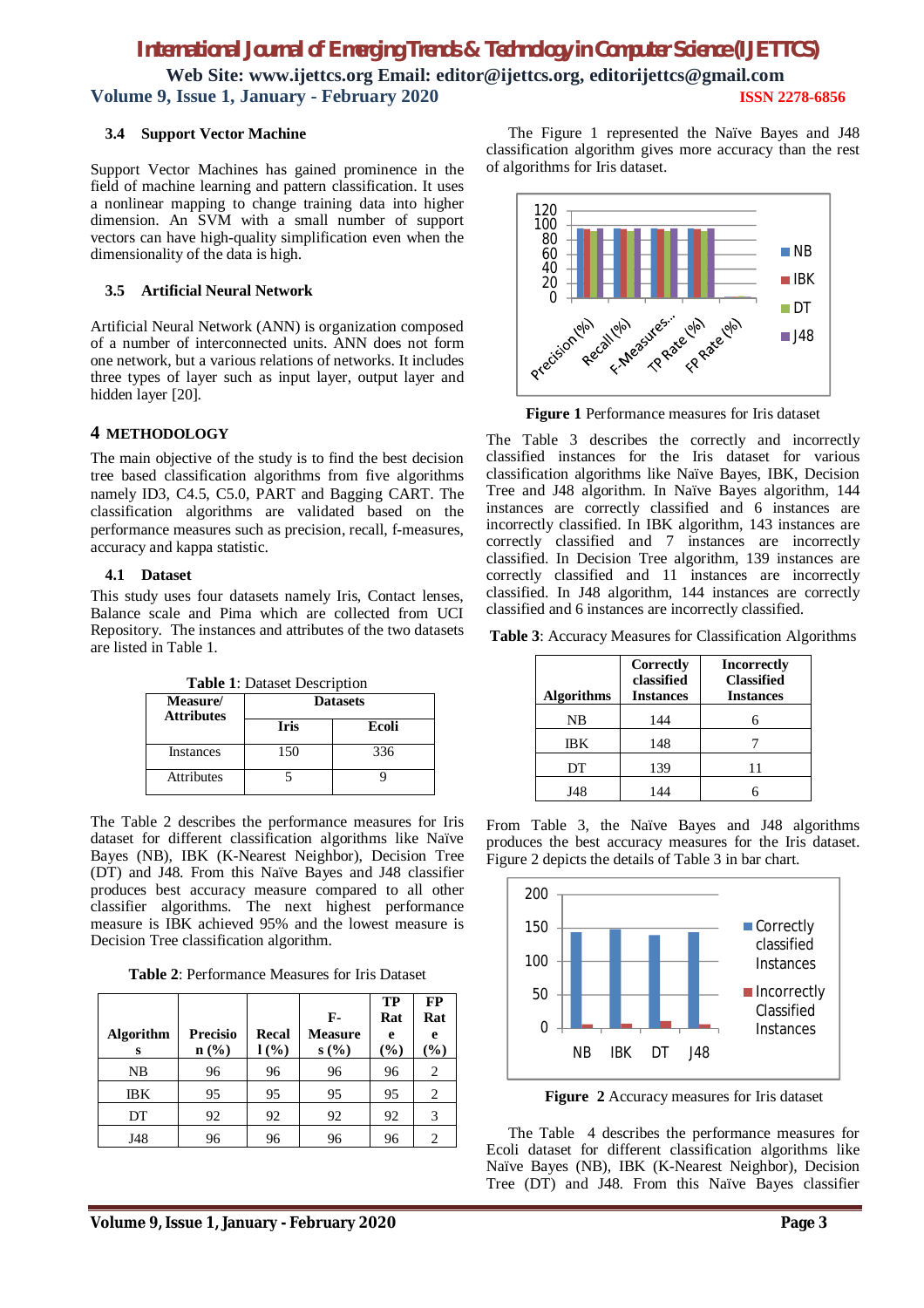### 3.4 Support Vector Machine

Support Vector Machines has gained prominence in the field of machine learning and pattern classification. It uses a nonlinear mapping to change training data into higher dimension. An SVM with a small number of support vectors can have high-quality simplification even when the dimensionality of the data is high.

### 3.5 Artificial Neural Network

Artificial Neural Network (ANN) is organization composed of a number of interconnected units. ANN does not form one network, but a various relations of networks. It includes three types of layer such as input layer, output layer and hidden layer [20].

## 4 METHODOLOGY

The main objective of the study is to find the best decision tree based classification algorithms from five algorithms namely ID3, C4.5, C5.0, PART and Bagging CART. The classification algorithms are validated based on the performance measures such as precision, recall, f-measures, accuracy and kappa statistic.

### 4.1 Dataset

This study uses four datasets namely Iris, Contact lenses, Balance scale and Pima which are collected from UCI Repository. The instances and attributes of the two datasets are listed in Table 1.

**Table 1**: Dataset Description

| Measure/ Attributes | Datasets | |
|---|---|---|
| | Iris | Ecoli |
| Instances | 150 | 336 |
| Attributes | 5 | 9 |

The Table 2 describes the performance measures for Iris dataset for different classification algorithms like Naïve Bayes (NB), IBK (K-Nearest Neighbor), Decision Tree (DT) and J48. From this Naïve Bayes and J48 classifier produces best accuracy measure compared to all other classifier algorithms. The next highest performance measure is IBK achieved 95% and the lowest measure is Decision Tree classification algorithm.

**Table 2**: Performance Measures for Iris Dataset

| Algorithms | Precision (%) | Recall (%) | F-Measures (%) | TP Rate (%) | FP Rate (%) |
|---|---|---|---|---|---|
| NB | 96 | 96 | 96 | 96 | 2 |
| IBK | 95 | 95 | 95 | 95 | 2 |
| DT | 92 | 92 | 92 | 92 | 3 |
| J48 | 96 | 96 | 96 | 96 | 2 |

The Figure 1 represented the Naïve Bayes and J48 classification algorithm gives more accuracy than the rest of algorithms for Iris dataset.

**Figure 1** Performance measures for Iris dataset

The Table 3 describes the correctly and incorrectly classified instances for the Iris dataset for various classification algorithms like Naïve Bayes, IBK, Decision Tree and J48 algorithm. In Naïve Bayes algorithm, 144 instances are correctly classified and 6 instances are incorrectly classified. In IBK algorithm, 143 instances are correctly classified and 7 instances are incorrectly classified. In Decision Tree algorithm, 139 instances are correctly classified and 11 instances are incorrectly classified. In J48 algorithm, 144 instances are correctly classified and 6 instances are incorrectly classified.

**Table 3**: Accuracy Measures for Classification Algorithms

| Algorithms | Correctly classified Instances | Incorrectly Classified Instances |
|---|---|---|
| NB | 144 | 6 |
| IBK | 148 | 7 |
| DT | 139 | 11 |
| J48 | 144 | 6 |

From Table 3, the Naïve Bayes and J48 algorithms produces the best accuracy measures for the Iris dataset. Figure 2 depicts the details of Table 3 in bar chart.

**Figure 2** Accuracy measures for Iris dataset

The Table 4 describes the performance measures for Ecoli dataset for different classification algorithms like Naïve Bayes (NB), IBK (K-Nearest Neighbor), Decision Tree (DT) and J48. From this Naïve Bayes classifier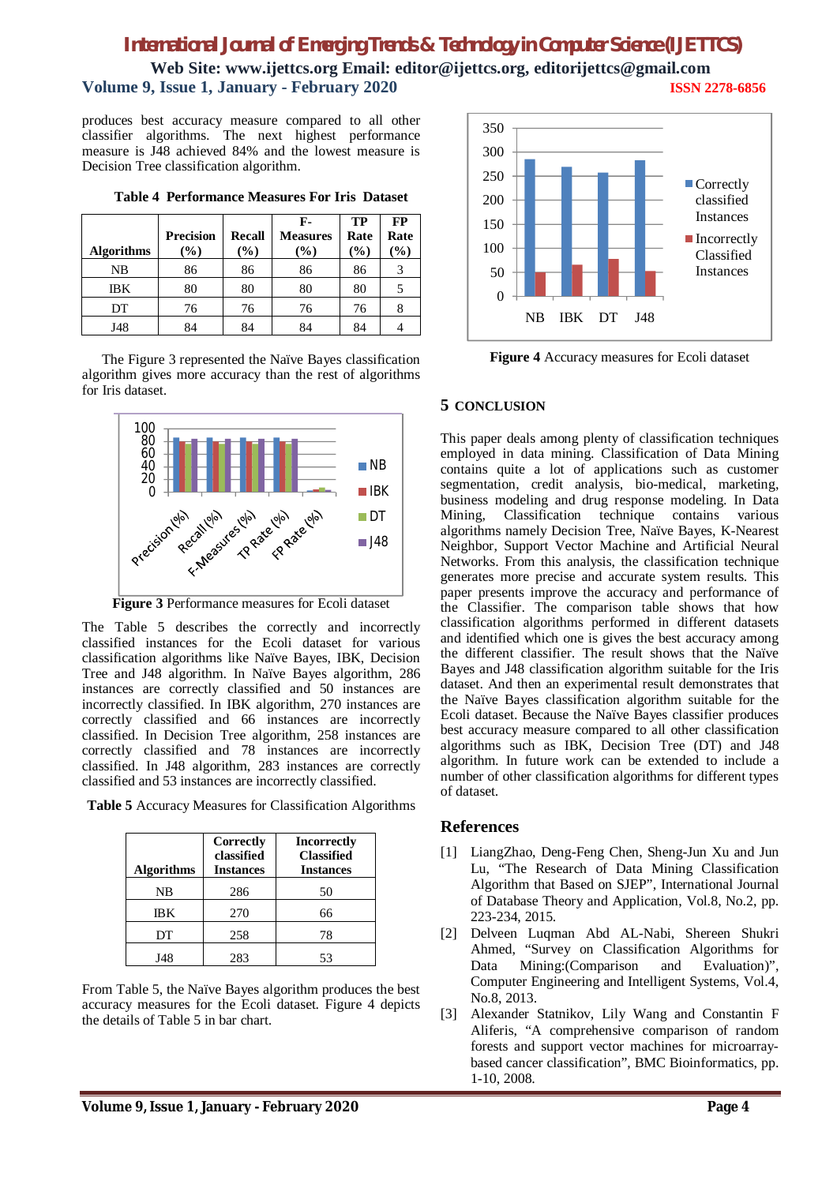produces best accuracy measure compared to all other classifier algorithms. The next highest performance measure is J48 achieved 84% and the lowest measure is Decision Tree classification algorithm.

**Table 4 Performance Measures For Iris Dataset**

| Algorithms | Precision (%) | Recall (%) | F-Measures (%) | TP Rate (%) | FP Rate (%) |
|---|---|---|---|---|---|
| NB | 86 | 86 | 86 | 86 | 3 |
| IBK | 80 | 80 | 80 | 80 | 5 |
| DT | 76 | 76 | 76 | 76 | 8 |
| J48 | 84 | 84 | 84 | 84 | 4 |

The Figure 3 represented the Naïve Bayes classification algorithm gives more accuracy than the rest of algorithms for Iris dataset.

**Figure 3** Performance measures for Ecoli dataset

The Table 5 describes the correctly and incorrectly classified instances for the Ecoli dataset for various classification algorithms like Naïve Bayes, IBK, Decision Tree and J48 algorithm. In Naïve Bayes algorithm, 286 instances are correctly classified and 50 instances are incorrectly classified. In IBK algorithm, 270 instances are correctly classified and 66 instances are incorrectly classified. In Decision Tree algorithm, 258 instances are correctly classified and 78 instances are incorrectly classified. In J48 algorithm, 283 instances are correctly classified and 53 instances are incorrectly classified.

**Table 5** Accuracy Measures for Classification Algorithms

| Algorithms | Correctly classified Instances | Incorrectly Classified Instances |
|---|---|---|
| NB | 286 | 50 |
| IBK | 270 | 66 |
| DT | 258 | 78 |
| J48 | 283 | 53 |

From Table 5, the Naïve Bayes algorithm produces the best accuracy measures for the Ecoli dataset. Figure 4 depicts the details of Table 5 in bar chart.

**Figure 4** Accuracy measures for Ecoli dataset

## 5 CONCLUSION

This paper deals among plenty of classification techniques employed in data mining. Classification of Data Mining contains quite a lot of applications suitable such as customer segmentation, credit analysis, bio-medical, marketing, business modeling and drug response modeling. In Data Mining, Classification technique contains various algorithms namely Decision Tree, Naïve Bayes, K-Nearest Neighbor, Support Vector Machine and Artificial Neural Networks. From this analysis, the classification technique generates more precise and accurate system results. This paper presents improve the accuracy and performance of the Classifier. The comparison table shows that how classification algorithms performed in different datasets and identified which one is gives the best accuracy among the different classifier. The result shows that the Naïve Bayes and J48 classification algorithm suitable for the Iris dataset. And then an experimental result demonstrates that the Naïve Bayes classification algorithm suitable for the Ecoli dataset. Because the Naïve Bayes classifier produces best accuracy measure compared to all other classification algorithms such as IBK, Decision Tree (DT) and J48 algorithm. In future work can be extended to include a number of other classification algorithms for different types of dataset.

## References

[1] LiangZhao, Deng-Feng Chen, Sheng-Jun Xu and Jun Lu, "The Research of Data Mining Classification Algorithm that Based on SJEP", International Journal of Database Theory and Application, Vol.8, No.2, pp. 223-234, 2015.

[2] Delveen Luqman Abd AL-Nabi, Shereen Shukri Ahmed, "Survey on Classification Algorithms for Data Mining:(Comparison and Evaluation)", Computer Engineering and Intelligent Systems, Vol.4, No.8, 2013.

[3] Alexander Statnikov, Lily Wang and Constantin F Aliferis, "A comprehensive comparison of random forests and support vector machines for microarray-based cancer classification", BMC Bioinformatics, pp. 1-10, 2008.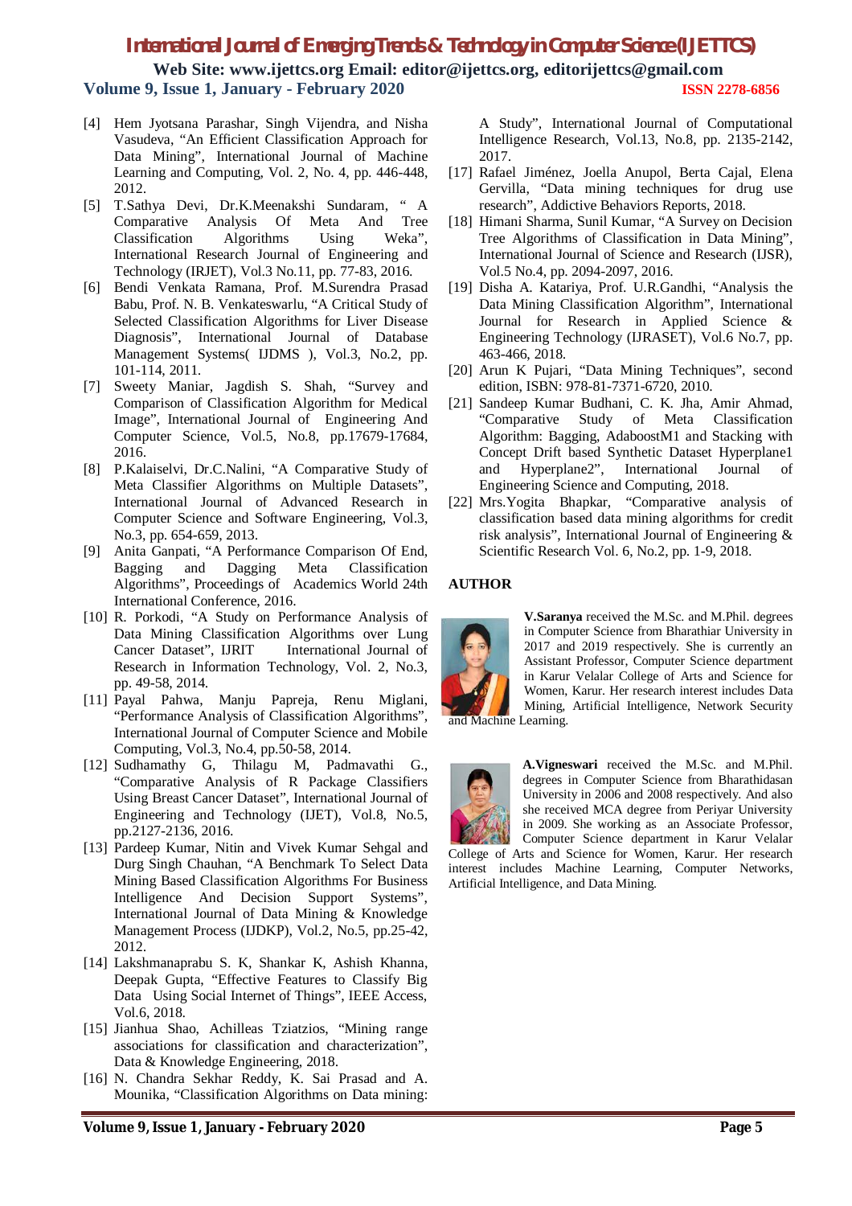[4] Hem Jyotsana Parashar, Singh Vijendra, and Nisha Vasudeva, "An Efficient Classification Approach for Data Mining", International Journal of Machine Learning and Computing, Vol. 2, No. 4, pp. 446-448, 2012.

[5] T.Sathya Devi, Dr.K.Meenakshi Sundaram, " A Comparative Analysis Of Meta And Tree Classification Algorithms Using Weka", International Research Journal of Engineering and Technology (IRJET), Vol.3 No.11, pp. 77-83, 2016.

[6] Bendi Venkata Ramana, Prof. M.Surendra Prasad Babu, Prof. N. B. Venkateswarlu, "A Critical Study of Selected Classification Algorithms for Liver Disease Diagnosis", International Journal of Database Management Systems( IJDMS ), Vol.3, No.2, pp. 101-114, 2011.

[7] Sweety Maniar, Jagdish S. Shah, "Survey and Comparison of Classification Algorithm for Medical Image", International Journal of Engineering And Computer Science, Vol.5, No.8, pp.17679-17684, 2016.

[8] P.Kalaiselvi, Dr.C.Nalini, "A Comparative Study of Meta Classifier Algorithms on Multiple Datasets", International Journal of Advanced Research in Computer Science and Software Engineering, Vol.3, No.3, pp. 654-659, 2013.

[9] Anita Ganpati, "A Performance Comparison Of End, Bagging and Dagging Meta Classification Algorithms", Proceedings of Academics World 24th International Conference, 2016.

[10] R. Porkodi, "A Study on Performance Analysis of Data Mining Classification Algorithms over Lung Cancer Dataset", IJRIT International Journal of Research in Information Technology, Vol. 2, No.3, pp. 49-58, 2014.

[11] Payal Pahwa, Manju Papreja, Renu Miglani, "Performance Analysis of Classification Algorithms", International Journal of Computer Science and Mobile Computing, Vol.3, No.4, pp.50-58, 2014.

[12] Sudhamathy G, Thilagu M, Padmavathi G., "Comparative Analysis of R Package Classifiers Using Breast Cancer Dataset", International Journal of Engineering and Technology (IJET), Vol.8, No.5, pp.2127-2136, 2016.

[13] Pardeep Kumar, Nitin and Vivek Kumar Sehgal and Durg Singh Chauhan, "A Benchmark To Select Data Mining Based Classification Algorithms For Business Intelligence And Decision Support Systems", International Journal of Data Mining & Knowledge Management Process (IJDKP), Vol.2, No.5, pp.25-42, 2012.

[14] Lakshmanaprabu S. K, Shankar K, Ashish Khanna, Deepak Gupta, "Effective Features to Classify Big Data Using Social Internet of Things", IEEE Access, Vol.6, 2018.

[15] Jianhua Shao, Achilleas Tziatzios, "Mining range associations for classification and characterization", Data & Knowledge Engineering, 2018.

[16] N. Chandra Sekhar Reddy, K. Sai Prasad and A. Mounika, "Classification Algorithms on Data mining: A Study", International Journal of Computational Intelligence Research, Vol.13, No.8, pp. 2135-2142, 2017.

[17] Rafael Jiménez, Joella Anupol, Berta Cajal, Elena Gervilla, "Data mining techniques for drug use research", Addictive Behaviors Reports, 2018.

[18] Himani Sharma, Sunil Kumar, "A Survey on Decision Tree Algorithms of Classification in Data Mining", International Journal of Science and Research (IJSR), Vol.5 No.4, pp. 2094-2097, 2016.

[19] Disha A. Katariya, Prof. U.R.Gandhi, "Analysis the Data Mining Classification Algorithm", International Journal for Research in Applied Science & Engineering Technology (IJRASET), Vol.6 No.7, pp. 463-466, 2018.

[20] Arun K Pujari, "Data Mining Techniques", second edition, ISBN: 978-81-7371-6720, 2010.

[21] Sandeep Kumar Budhani, C. K. Jha, Amir Ahmad, "Comparative Study of Meta Classification Algorithm: Bagging, AdaboostM1 and Stacking with Concept Drift based Synthetic Dataset Hyperplane1 and Hyperplane2", International Journal of Engineering Science and Computing, 2018.

[22] Mrs.Yogita Bhapkar, "Comparative analysis of classification based data mining algorithms for credit risk analysis", International Journal of Engineering & Scientific Research Vol. 6, No.2, pp. 1-9, 2018.

## AUTHOR

**V.Saranya** received the M.Sc. and M.Phil. degrees in Computer Science from Bharathiar University in 2017 and 2019 respectively. She is currently an Assistant Professor, Computer Science department in Karur Velalar College of Arts and Science for Women, Karur. Her research interest includes Data Mining, Artificial Intelligence, Network Security and Machine Learning.

**A.Vigneswari** received the M.Sc. and M.Phil. degrees in Computer Science from Bharathidasan University in 2006 and 2008 respectively. And also she received MCA degree from Periyar University in 2009. She working as an Associate Professor, Computer Science department in Karur Velalar College of Arts and Science for Women, Karur. Her research interest includes Machine Learning, Computer Networks, Artificial Intelligence, and Data Mining.